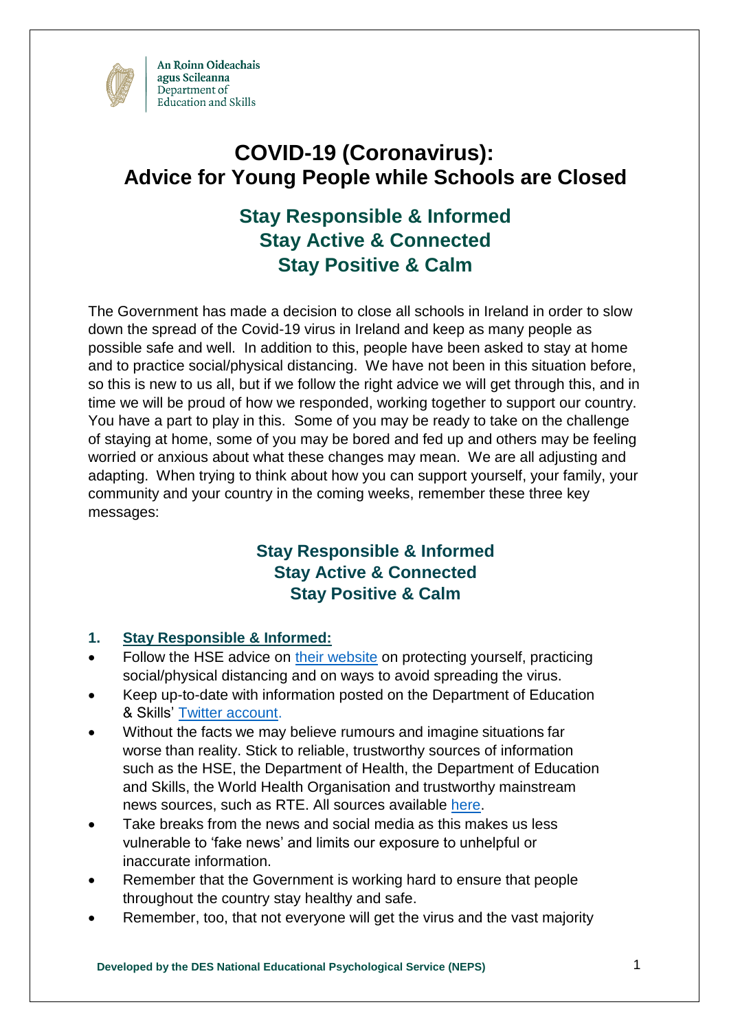An Roinn Oideachais agus Scileanna
Department of Education and Skills

# COVID-19 (Coronavirus): Advice for Young People while Schools are Closed

## Stay Responsible & Informed
## Stay Active & Connected
## Stay Positive & Calm

The Government has made a decision to close all schools in Ireland in order to slow down the spread of the Covid-19 virus in Ireland and keep as many people as possible safe and well. In addition to this, people have been asked to stay at home and to practice social/physical distancing. We have not been in this situation before, so this is new to us all, but if we follow the right advice we will get through this, and in time we will be proud of how we responded, working together to support our country. You have a part to play in this. Some of you may be ready to take on the challenge of staying at home, some of you may be bored and fed up and others may be feeling worried or anxious about what these changes may mean. We are all adjusting and adapting. When trying to think about how you can support yourself, your family, your community and your country in the coming weeks, remember these three key messages:

**Stay Responsible & Informed**
**Stay Active & Connected**
**Stay Positive & Calm**

### 1. Stay Responsible & Informed:

- Follow the HSE advice on their website on protecting yourself, practicing social/physical distancing and on ways to avoid spreading the virus.
- Keep up-to-date with information posted on the Department of Education & Skills' Twitter account.
- Without the facts we may believe rumours and imagine situations far worse than reality. Stick to reliable, trustworthy sources of information such as the HSE, the Department of Health, the Department of Education and Skills, the World Health Organisation and trustworthy mainstream news sources, such as RTE. All sources available here.
- Take breaks from the news and social media as this makes us less vulnerable to 'fake news' and limits our exposure to unhelpful or inaccurate information.
- Remember that the Government is working hard to ensure that people throughout the country stay healthy and safe.
- Remember, too, that not everyone will get the virus and the vast majority

Developed by the DES National Educational Psychological Service (NEPS)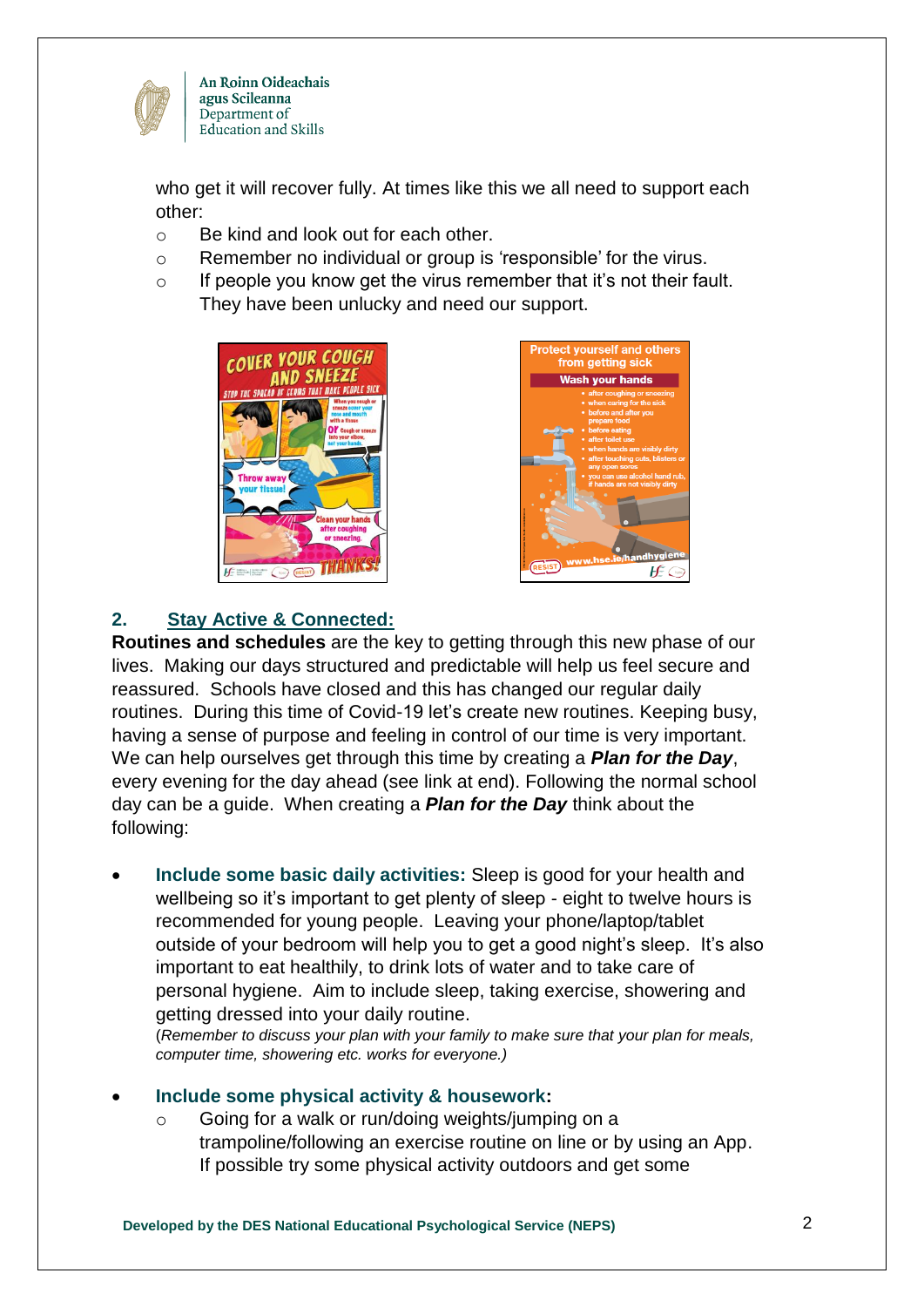who get it will recover fully. At times like this we all need to support each other:

- Be kind and look out for each other.
- Remember no individual or group is 'responsible' for the virus.
- If people you know get the virus remember that it's not their fault. They have been unlucky and need our support.

## 2. Stay Active & Connected:

**Routines and schedules** are the key to getting through this new phase of our lives. Making our days structured and predictable will help us feel secure and reassured. Schools have closed and this has changed our regular daily routines. During this time of Covid-19 let's create new routines. Keeping busy, having a sense of purpose and feeling in control of our time is very important. We can help ourselves get through this time by creating a ***Plan for the Day***, every evening for the day ahead (see link at end). Following the normal school day can be a guide. When creating a ***Plan for the Day*** think about the following:

- **Include some basic daily activities:** Sleep is good for your health and wellbeing so it's important to get plenty of sleep - eight to twelve hours is recommended for young people. Leaving your phone/laptop/tablet outside of your bedroom will help you to get a good night's sleep. It's also important to eat healthily, to drink lots of water and to take care of personal hygiene. Aim to include sleep, taking exercise, showering and getting dressed into your daily routine.
(*Remember to discuss your plan with your family to make sure that your plan for meals, computer time, showering etc. works for everyone.)*

- **Include some physical activity & housework:**
  - Going for a walk or run/doing weights/jumping on a trampoline/following an exercise routine on line or by using an App. If possible try some physical activity outdoors and get some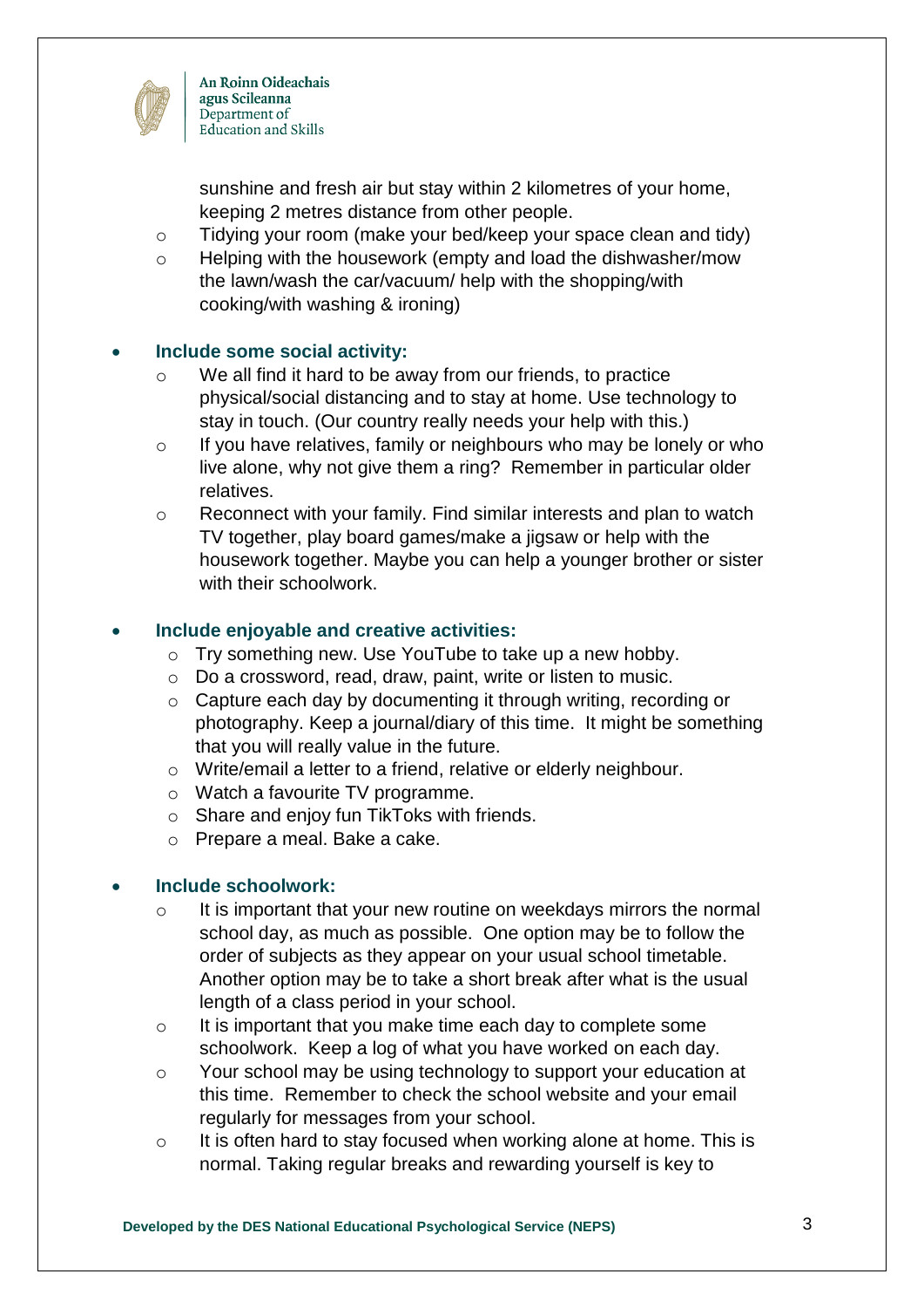sunshine and fresh air but stay within 2 kilometres of your home, keeping 2 metres distance from other people.
  - Tidying your room (make your bed/keep your space clean and tidy)
  - Helping with the housework (empty and load the dishwasher/mow the lawn/wash the car/vacuum/ help with the shopping/with cooking/with washing & ironing)

- **Include some social activity:**
  - We all find it hard to be away from our friends, to practice physical/social distancing and to stay at home. Use technology to stay in touch. (Our country really needs your help with this.)
  - If you have relatives, family or neighbours who may be lonely or who live alone, why not give them a ring? Remember in particular older relatives.
  - Reconnect with your family. Find similar interests and plan to watch TV together, play board games/make a jigsaw or help with the housework together. Maybe you can help a younger brother or sister with their schoolwork.

- **Include enjoyable and creative activities:**
  - Try something new. Use YouTube to take up a new hobby.
  - Do a crossword, read, draw, paint, write or listen to music.
  - Capture each day by documenting it through writing, recording or photography. Keep a journal/diary of this time. It might be something that you will really value in the future.
  - Write/email a letter to a friend, relative or elderly neighbour.
  - Watch a favourite TV programme.
  - Share and enjoy fun TikToks with friends.
  - Prepare a meal. Bake a cake.

- **Include schoolwork:**
  - It is important that your new routine on weekdays mirrors the normal school day, as much as possible. One option may be to follow the order of subjects as they appear on your usual school timetable. Another option may be to take a short break after what is the usual length of a class period in your school.
  - It is important that you make time each day to complete some schoolwork. Keep a log of what you have worked on each day.
  - Your school may be using technology to support your education at this time. Remember to check the school website and your email regularly for messages from your school.
  - It is often hard to stay focused when working alone at home. This is normal. Taking regular breaks and rewarding yourself is key to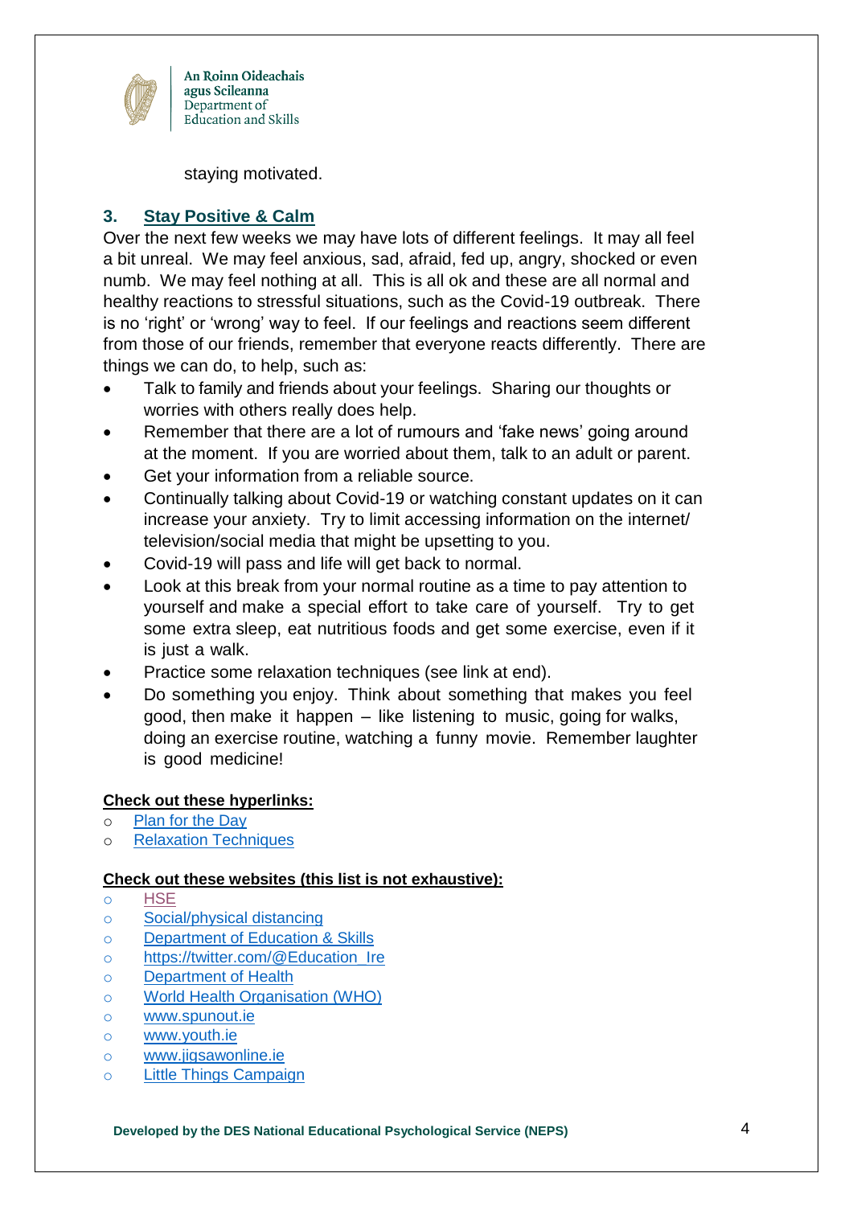staying motivated.

## 3. Stay Positive & Calm

Over the next few weeks we may have lots of different feelings. It may all feel a bit unreal. We may feel anxious, sad, afraid, fed up, angry, shocked or even numb. We may feel nothing at all. This is all ok and these are all normal and healthy reactions to stressful situations, such as the Covid-19 outbreak. There is no 'right' or 'wrong' way to feel. If our feelings and reactions seem different from those of our friends, remember that everyone reacts differently. There are things we can do, to help, such as:

- Talk to family and friends about your feelings. Sharing our thoughts or worries with others really does help.
- Remember that there are a lot of rumours and 'fake news' going around at the moment. If you are worried about them, talk to an adult or parent.
- Get your information from a reliable source.
- Continually talking about Covid-19 or watching constant updates on it can increase your anxiety. Try to limit accessing information on the internet/ television/social media that might be upsetting to you.
- Covid-19 will pass and life will get back to normal.
- Look at this break from your normal routine as a time to pay attention to yourself and make a special effort to take care of yourself. Try to get some extra sleep, eat nutritious foods and get some exercise, even if it is just a walk.
- Practice some relaxation techniques (see link at end).
- Do something you enjoy. Think about something that makes you feel good, then make it happen – like listening to music, going for walks, doing an exercise routine, watching a funny movie. Remember laughter is good medicine!

**Check out these hyperlinks:**

- Plan for the Day
- Relaxation Techniques

**Check out these websites (this list is not exhaustive):**

- HSE
- Social/physical distancing
- Department of Education & Skills
- https://twitter.com/@Education_Ire
- Department of Health
- World Health Organisation (WHO)
- www.spunout.ie
- www.youth.ie
- www.jigsawonline.ie
- Little Things Campaign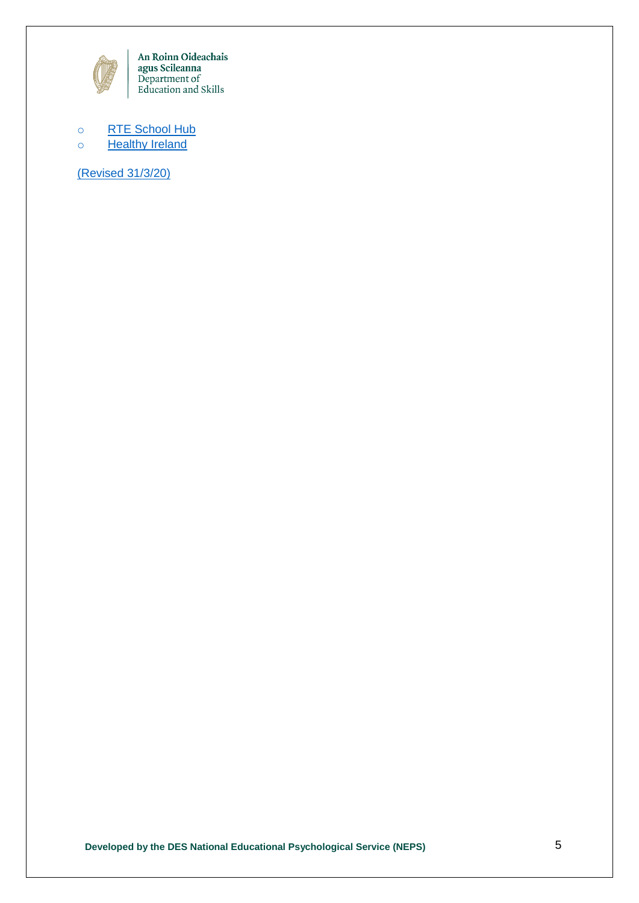- RTE School Hub
- Healthy Ireland

(Revised 31/3/20)